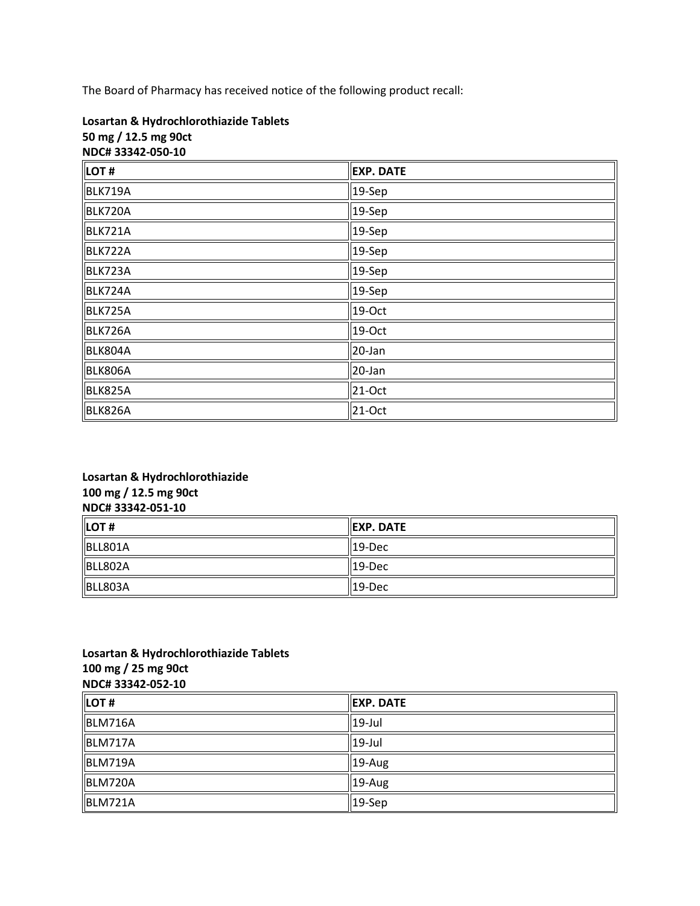The Board of Pharmacy has received notice of the following product recall:

**Losartan & Hydrochlorothiazide Tablets**
**50 mg / 12.5 mg 90ct**
**NDC# 33342-050-10**

| LOT # | EXP. DATE |
|---|---|
| BLK719A | 19-Sep |
| BLK720A | 19-Sep |
| BLK721A | 19-Sep |
| BLK722A | 19-Sep |
| BLK723A | 19-Sep |
| BLK724A | 19-Sep |
| BLK725A | 19-Oct |
| BLK726A | 19-Oct |
| BLK804A | 20-Jan |
| BLK806A | 20-Jan |
| BLK825A | 21-Oct |
| BLK826A | 21-Oct |

**Losartan & Hydrochlorothiazide**
**100 mg / 12.5 mg 90ct**
**NDC# 33342-051-10**

| LOT # | EXP. DATE |
|---|---|
| BLL801A | 19-Dec |
| BLL802A | 19-Dec |
| BLL803A | 19-Dec |

**Losartan & Hydrochlorothiazide Tablets**
**100 mg / 25 mg 90ct**
**NDC# 33342-052-10**

| LOT # | EXP. DATE |
|---|---|
| BLM716A | 19-Jul |
| BLM717A | 19-Jul |
| BLM719A | 19-Aug |
| BLM720A | 19-Aug |
| BLM721A | 19-Sep |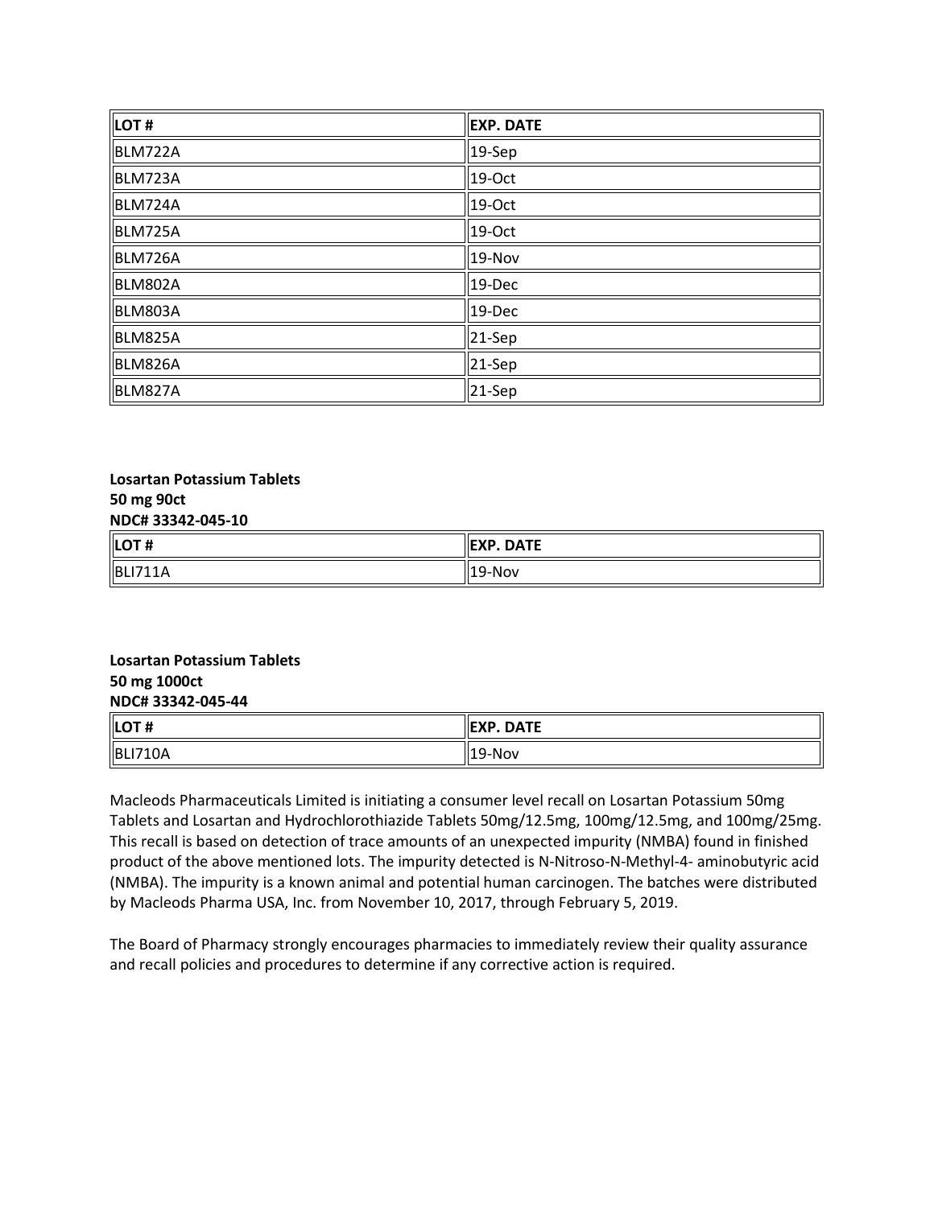| LOT # | EXP. DATE |
| --- | --- |
| BLM722A | 19-Sep |
| BLM723A | 19-Oct |
| BLM724A | 19-Oct |
| BLM725A | 19-Oct |
| BLM726A | 19-Nov |
| BLM802A | 19-Dec |
| BLM803A | 19-Dec |
| BLM825A | 21-Sep |
| BLM826A | 21-Sep |
| BLM827A | 21-Sep |

**Losartan Potassium Tablets**
**50 mg 90ct**
**NDC# 33342-045-10**

| LOT # | EXP. DATE |
| --- | --- |
| BLI711A | 19-Nov |

**Losartan Potassium Tablets**
**50 mg 1000ct**
**NDC# 33342-045-44**

| LOT # | EXP. DATE |
| --- | --- |
| BLI710A | 19-Nov |

Macleods Pharmaceuticals Limited is initiating a consumer level recall on Losartan Potassium 50mg Tablets and Losartan and Hydrochlorothiazide Tablets 50mg/12.5mg, 100mg/12.5mg, and 100mg/25mg. This recall is based on detection of trace amounts of an unexpected impurity (NMBA) found in finished product of the above mentioned lots. The impurity detected is N-Nitroso-N-Methyl-4- aminobutyric acid (NMBA). The impurity is a known animal and potential human carcinogen. The batches were distributed by Macleods Pharma USA, Inc. from November 10, 2017, through February 5, 2019.

The Board of Pharmacy strongly encourages pharmacies to immediately review their quality assurance and recall policies and procedures to determine if any corrective action is required.